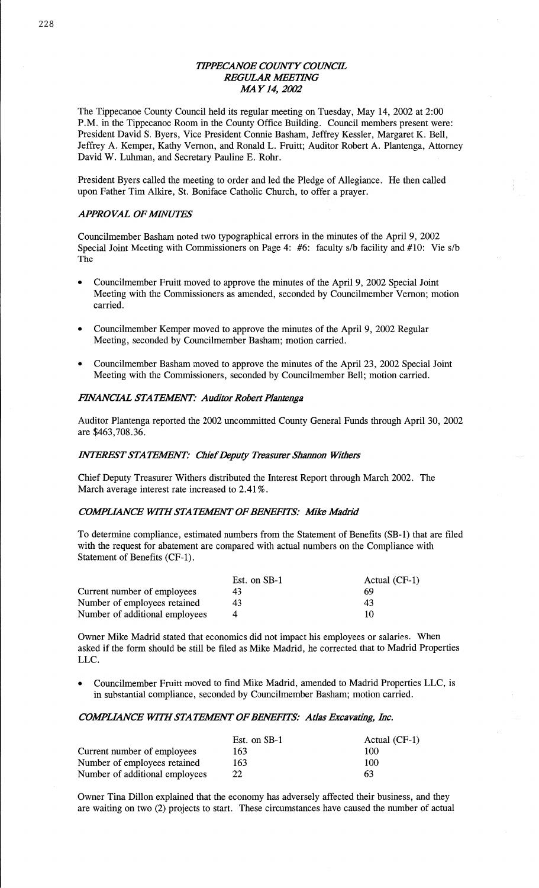# *TIPPECANOE COUNTY COUNCIL*
## *REGULAR MEETING*
## *MAY 14, 2002*

The Tippecanoe County Council held its regular meeting on Tuesday, May 14, 2002 at 2:00 P.M. in the Tippecanoe Room in the County Office Building. Council members present were: President David S. Byers, Vice President Connie Basham, Jeffrey Kessler, Margaret K. Bell, Jeffrey A. Kemper, Kathy Vernon, and Ronald L. Fruitt; Auditor Robert A. Plantenga, Attorney David W. Luhman, and Secretary Pauline E. Rohr.

President Byers called the meeting to order and led the Pledge of Allegiance. He then called upon Father Tim Alkire, St. Boniface Catholic Church, to offer a prayer.

### *APPROVAL OF MINUTES*

Councilmember Basham noted two typographical errors in the minutes of the April 9, 2002 Special Joint Meeting with Commissioners on Page 4: #6: faculty s/b facility and #10: Vie s/b The

- Councilmember Fruitt moved to approve the minutes of the April 9, 2002 Special Joint Meeting with the Commissioners as amended, seconded by Councilmember Vernon; motion carried.
- Councilmember Kemper moved to approve the minutes of the April 9, 2002 Regular Meeting, seconded by Councilmember Basham; motion carried.
- Councilmember Basham moved to approve the minutes of the April 23, 2002 Special Joint Meeting with the Commissioners, seconded by Councilmember Bell; motion carried.

### *FINANCIAL STATEMENT: Auditor Robert Plantenga*

Auditor Plantenga reported the 2002 uncommitted County General Funds through April 30, 2002 are $463,708.36.

### *INTEREST STATEMENT: Chief Deputy Treasurer Shannon Withers*

Chief Deputy Treasurer Withers distributed the Interest Report through March 2002. The March average interest rate increased to 2.41%.

### *COMPLIANCE WITH STATEMENT OF BENEFITS: Mike Madrid*

To determine compliance, estimated numbers from the Statement of Benefits (SB-1) that are filed with the request for abatement are compared with actual numbers on the Compliance with Statement of Benefits (CF-1).

| | Est. on SB-1 | Actual (CF-1) |
|---|---|---|
| Current number of employees | 43 | 69 |
| Number of employees retained | 43 | 43 |
| Number of additional employees | 4 | 10 |

Owner Mike Madrid stated that economics did not impact his employees or salaries. When asked if the form should be still be filed as Mike Madrid, he corrected that to Madrid Properties LLC.

- Councilmember Fruitt moved to find Mike Madrid, amended to Madrid Properties LLC, is in substantial compliance, seconded by Councilmember Basham; motion carried.

### *COMPLIANCE WITH STATEMENT OF BENEFITS: Atlas Excavating, Inc.*

| | Est. on SB-1 | Actual (CF-1) |
|---|---|---|
| Current number of employees | 163 | 100 |
| Number of employees retained | 163 | 100 |
| Number of additional employees | 22 | 63 |

Owner Tina Dillon explained that the economy has adversely affected their business, and they are waiting on two (2) projects to start. These circumstances have caused the number of actual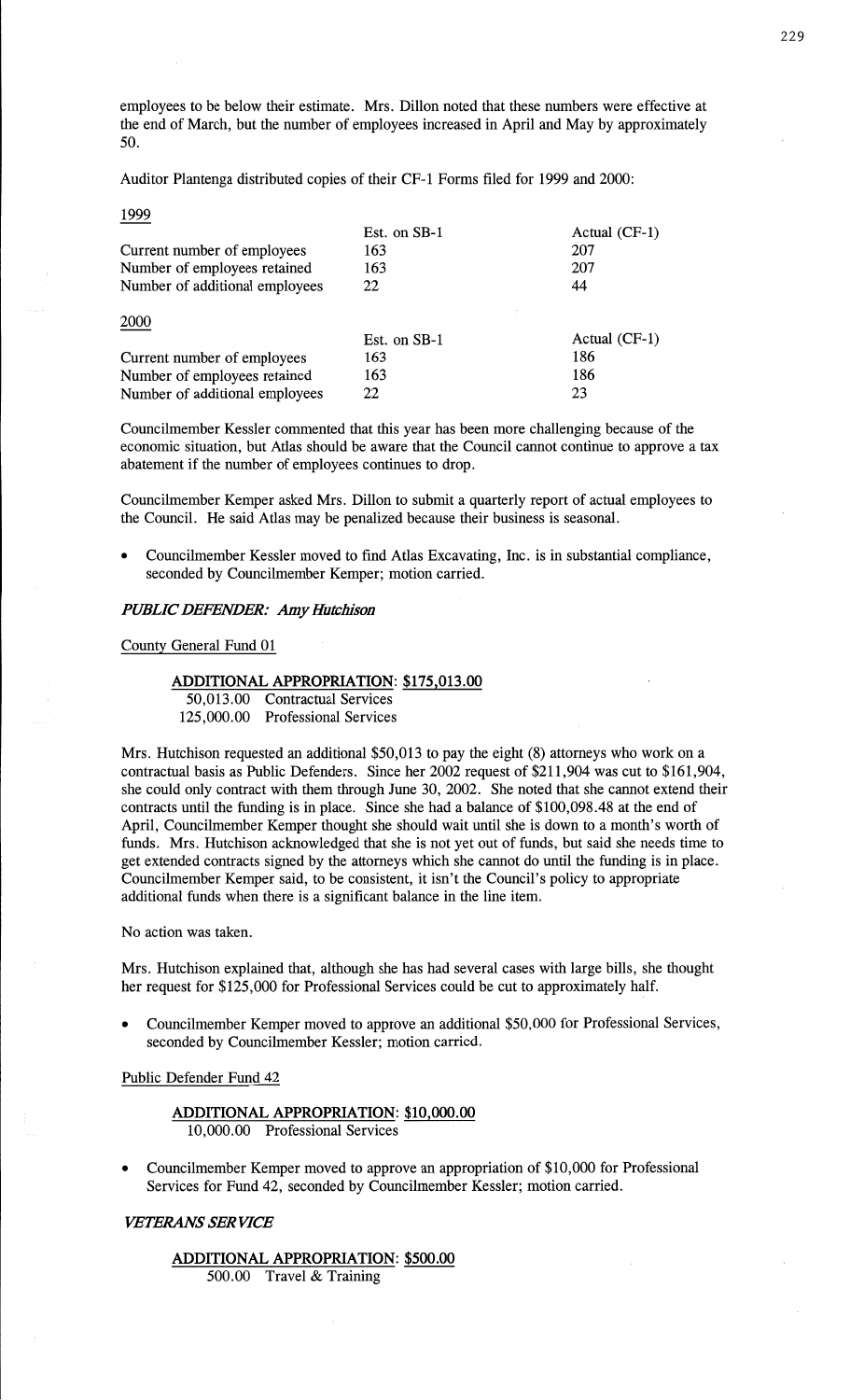employees to be below their estimate. Mrs. Dillon noted that these numbers were effective at the end of March, but the number of employees increased in April and May by approximately 50.

Auditor Plantenga distributed copies of their CF-1 Forms filed for 1999 and 2000:

1999

| | Est. on SB-1 | Actual (CF-1) |
|---|---|---|
| Current number of employees | 163 | 207 |
| Number of employees retained | 163 | 207 |
| Number of additional employees | 22 | 44 |

2000

| | Est. on SB-1 | Actual (CF-1) |
|---|---|---|
| Current number of employees | 163 | 186 |
| Number of employees retained | 163 | 186 |
| Number of additional employees | 22 | 23 |

Councilmember Kessler commented that this year has been more challenging because of the economic situation, but Atlas should be aware that the Council cannot continue to approve a tax abatement if the number of employees continues to drop.

Councilmember Kemper asked Mrs. Dillon to submit a quarterly report of actual employees to the Council. He said Atlas may be penalized because their business is seasonal.

- Councilmember Kessler moved to find Atlas Excavating, Inc. is in substantial compliance, seconded by Councilmember Kemper; motion carried.

***PUBLIC DEFENDER: Amy Hutchison***

County General Fund 01

**ADDITIONAL APPROPRIATION: $175,013.00**
50,013.00 Contractual Services
125,000.00 Professional Services

Mrs. Hutchison requested an additional $50,013 to pay the eight (8) attorneys who work on a contractual basis as Public Defenders. Since her 2002 request of $211,904 was cut to $161,904, she could only contract with them through June 30, 2002. She noted that she cannot extend their contracts until the funding is in place. Since she had a balance of $100,098.48 at the end of April, Councilmember Kemper thought she should wait until she is down to a month's worth of funds. Mrs. Hutchison acknowledged that she is not yet out of funds, but said she needs time to get extended contracts signed by the attorneys which she cannot do until the funding is in place. Councilmember Kemper said, to be consistent, it isn't the Council's policy to appropriate additional funds when there is a significant balance in the line item.

No action was taken.

Mrs. Hutchison explained that, although she has had several cases with large bills, she thought her request for $125,000 for Professional Services could be cut to approximately half.

- Councilmember Kemper moved to approve an additional $50,000 for Professional Services, seconded by Councilmember Kessler; motion carried.

Public Defender Fund 42

**ADDITIONAL APPROPRIATION: $10,000.00**
10,000.00 Professional Services

- Councilmember Kemper moved to approve an appropriation of $10,000 for Professional Services for Fund 42, seconded by Councilmember Kessler; motion carried.

***VETERANS SERVICE***

**ADDITIONAL APPROPRIATION: $500.00**
500.00 Travel & Training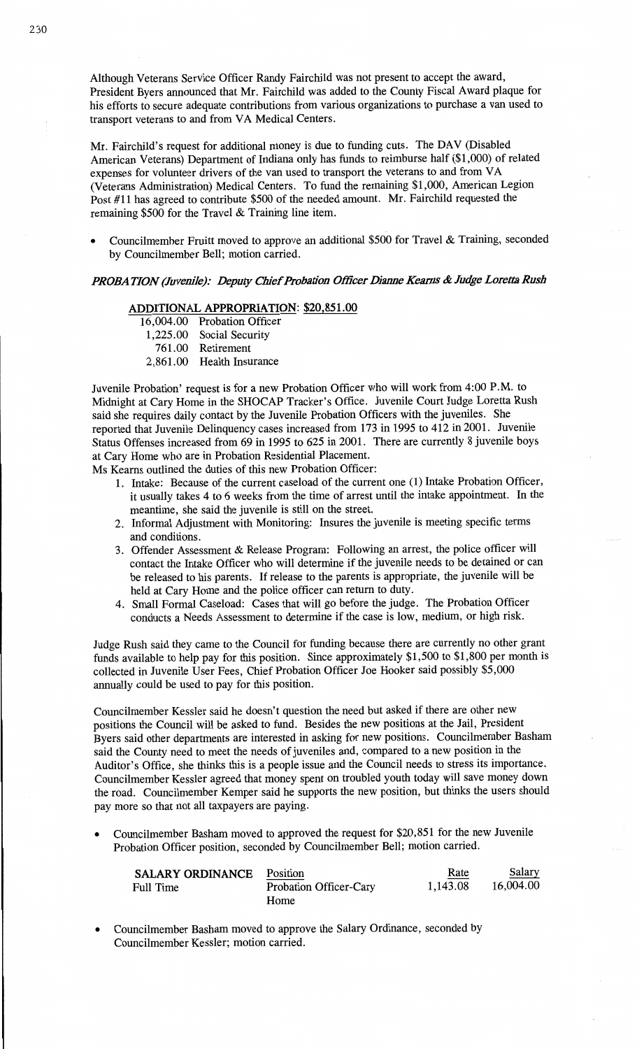Although Veterans Service Officer Randy Fairchild was not present to accept the award, President Byers announced that Mr. Fairchild was added to the County Fiscal Award plaque for his efforts to secure adequate contributions from various organizations to purchase a van used to transport veterans to and from VA Medical Centers.

Mr. Fairchild's request for additional money is due to funding cuts. The DAV (Disabled American Veterans) Department of Indiana only has funds to reimburse half ($1,000) of related expenses for volunteer drivers of the van used to transport the veterans to and from VA (Veterans Administration) Medical Centers. To fund the remaining $1,000, American Legion Post #11 has agreed to contribute $500 of the needed amount. Mr. Fairchild requested the remaining $500 for the Travel & Training line item.

- Councilmember Fruitt moved to approve an additional $500 for Travel & Training, seconded by Councilmember Bell; motion carried.

***PROBATION (Juvenile): Deputy Chief Probation Officer Dianne Kearns & Judge Loretta Rush***

**ADDITIONAL APPROPRIATION: $20,851.00**

| | |
|---|---|
| 16,004.00 | Probation Officer |
| 1,225.00 | Social Security |
| 761.00 | Retirement |
| 2,861.00 | Health Insurance |

Juvenile Probation' request is for a new Probation Officer who will work from 4:00 P.M. to Midnight at Cary Home in the SHOCAP Tracker's Office. Juvenile Court Judge Loretta Rush said she requires daily contact by the Juvenile Probation Officers with the juveniles. She reported that Juvenile Delinquency cases increased from 173 in 1995 to 412 in 2001. Juvenile Status Offenses increased from 69 in 1995 to 625 in 2001. There are currently 8 juvenile boys at Cary Home who are in Probation Residential Placement.

Ms Kearns outlined the duties of this new Probation Officer:

1. Intake: Because of the current caseload of the current one (1) Intake Probation Officer, it usually takes 4 to 6 weeks from the time of arrest until the intake appointment. In the meantime, she said the juvenile is still on the street.
2. Informal Adjustment with Monitoring: Insures the juvenile is meeting specific terms and conditions.
3. Offender Assessment & Release Program: Following an arrest, the police officer will contact the Intake Officer who will determine if the juvenile needs to be detained or can be released to his parents. If release to the parents is appropriate, the juvenile will be held at Cary Home and the police officer can return to duty.
4. Small Formal Caseload: Cases that will go before the judge. The Probation Officer conducts a Needs Assessment to determine if the case is low, medium, or high risk.

Judge Rush said they came to the Council for funding because there are currently no other grant funds available to help pay for this position. Since approximately $1,500 to $1,800 per month is collected in Juvenile User Fees, Chief Probation Officer Joe Hooker said possibly $5,000 annually could be used to pay for this position.

Councilmember Kessler said he doesn't question the need but asked if there are other new positions the Council will be asked to fund. Besides the new positions at the Jail, President Byers said other departments are interested in asking for new positions. Councilmember Basham said the County need to meet the needs of juveniles and, compared to a new position in the Auditor's Office, she thinks this is a people issue and the Council needs to stress its importance. Councilmember Kessler agreed that money spent on troubled youth today will save money down the road. Councilmember Kemper said he supports the new position, but thinks the users should pay more so that not all taxpayers are paying.

- Councilmember Basham moved to approved the request for $20,851 for the new Juvenile Probation Officer position, seconded by Councilmember Bell; motion carried.

| **SALARY ORDINANCE** | Position | Rate | Salary |
|---|---|---|---|
| Full Time | Probation Officer-Cary Home | 1,143.08 | 16,004.00 |

- Councilmember Basham moved to approve the Salary Ordinance, seconded by Councilmember Kessler; motion carried.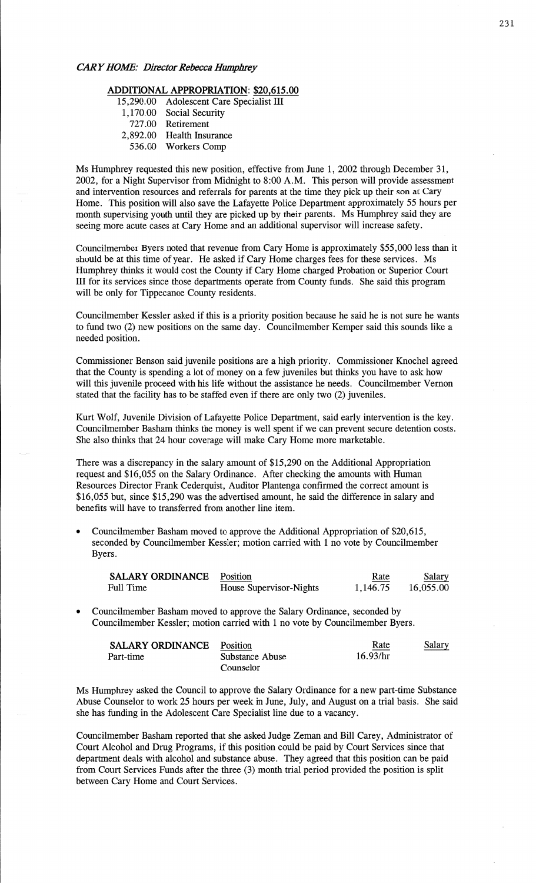*CARY HOME: Director Rebecca Humphrey*

**ADDITIONAL APPROPRIATION: $20,615.00**

| | |
|---|---|
| 15,290.00 | Adolescent Care Specialist III |
| 1,170.00 | Social Security |
| 727.00 | Retirement |
| 2,892.00 | Health Insurance |
| 536.00 | Workers Comp |

Ms Humphrey requested this new position, effective from June 1, 2002 through December 31, 2002, for a Night Supervisor from Midnight to 8:00 A.M. This person will provide assessment and intervention resources and referrals for parents at the time they pick up their son at Cary Home. This position will also save the Lafayette Police Department approximately 55 hours per month supervising youth until they are picked up by their parents. Ms Humphrey said they are seeing more acute cases at Cary Home and an additional supervisor will increase safety.

Councilmember Byers noted that revenue from Cary Home is approximately $55,000 less than it should be at this time of year. He asked if Cary Home charges fees for these services. Ms Humphrey thinks it would cost the County if Cary Home charged Probation or Superior Court III for its services since those departments operate from County funds. She said this program will be only for Tippecanoe County residents.

Councilmember Kessler asked if this is a priority position because he said he is not sure he wants to fund two (2) new positions on the same day. Councilmember Kemper said this sounds like a needed position.

Commissioner Benson said juvenile positions are a high priority. Commissioner Knochel agreed that the County is spending a lot of money on a few juveniles but thinks you have to ask how will this juvenile proceed with his life without the assistance he needs. Councilmember Vernon stated that the facility has to be staffed even if there are only two (2) juveniles.

Kurt Wolf, Juvenile Division of Lafayette Police Department, said early intervention is the key. Councilmember Basham thinks the money is well spent if we can prevent secure detention costs. She also thinks that 24 hour coverage will make Cary Home more marketable.

There was a discrepancy in the salary amount of $15,290 on the Additional Appropriation request and $16,055 on the Salary Ordinance. After checking the amounts with Human Resources Director Frank Cederquist, Auditor Plantenga confirmed the correct amount is $16,055 but, since $15,290 was the advertised amount, he said the difference in salary and benefits will have to transferred from another line item.

- Councilmember Basham moved to approve the Additional Appropriation of $20,615, seconded by Councilmember Kessler; motion carried with 1 no vote by Councilmember Byers.

| **SALARY ORDINANCE** | Position | Rate | Salary |
|---|---|---|---|
| Full Time | House Supervisor-Nights | 1,146.75 | 16,055.00 |

- Councilmember Basham moved to approve the Salary Ordinance, seconded by Councilmember Kessler; motion carried with 1 no vote by Councilmember Byers.

| **SALARY ORDINANCE** | Position | Rate | Salary |
|---|---|---|---|
| Part-time | Substance Abuse Counselor | 16.93/hr | |

Ms Humphrey asked the Council to approve the Salary Ordinance for a new part-time Substance Abuse Counselor to work 25 hours per week in June, July, and August on a trial basis. She said she has funding in the Adolescent Care Specialist line due to a vacancy.

Councilmember Basham reported that she asked Judge Zeman and Bill Carey, Administrator of Court Alcohol and Drug Programs, if this position could be paid by Court Services since that department deals with alcohol and substance abuse. They agreed that this position can be paid from Court Services Funds after the three (3) month trial period provided the position is split between Cary Home and Court Services.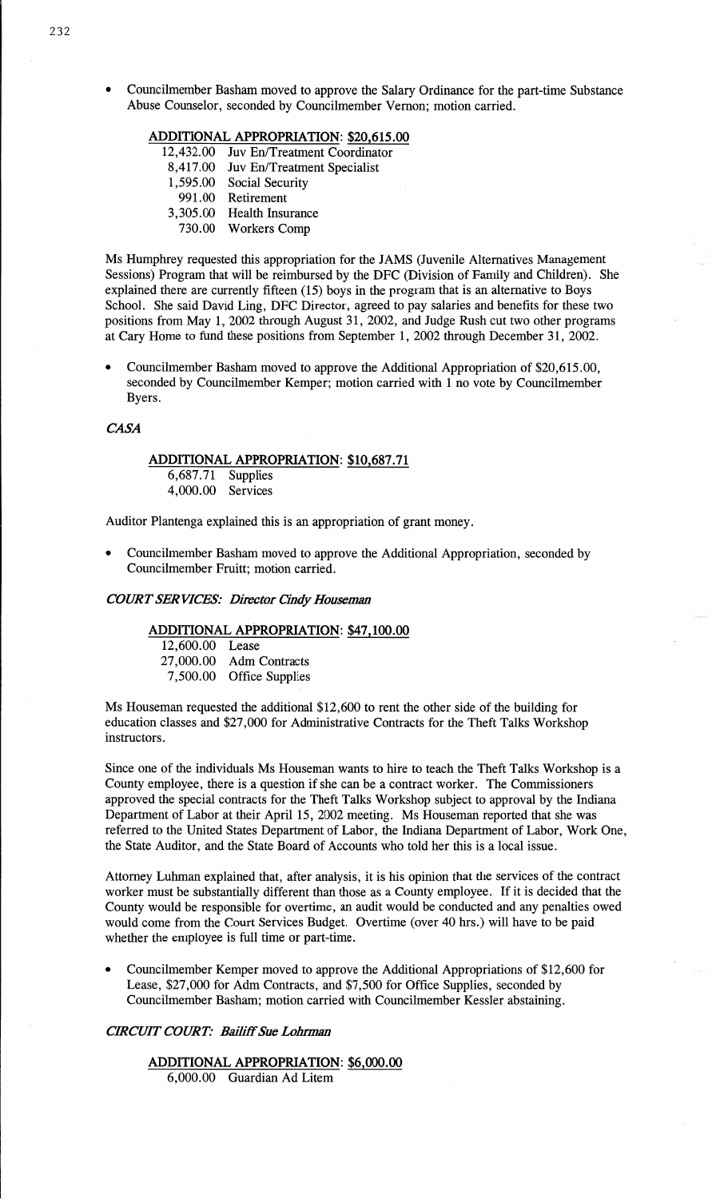- Councilmember Basham moved to approve the Salary Ordinance for the part-time Substance Abuse Counselor, seconded by Councilmember Vernon; motion carried.

**ADDITIONAL APPROPRIATION: $20,615.00**

| | |
|---|---|
| 12,432.00 | Juv En/Treatment Coordinator |
| 8,417.00 | Juv En/Treatment Specialist |
| 1,595.00 | Social Security |
| 991.00 | Retirement |
| 3,305.00 | Health Insurance |
| 730.00 | Workers Comp |

Ms Humphrey requested this appropriation for the JAMS (Juvenile Alternatives Management Sessions) Program that will be reimbursed by the DFC (Division of Family and Children). She explained there are currently fifteen (15) boys in the program that is an alternative to Boys School. She said David Ling, DFC Director, agreed to pay salaries and benefits for these two positions from May 1, 2002 through August 31, 2002, and Judge Rush cut two other programs at Cary Home to fund these positions from September 1, 2002 through December 31, 2002.

- Councilmember Basham moved to approve the Additional Appropriation of $20,615.00, seconded by Councilmember Kemper; motion carried with 1 no vote by Councilmember Byers.

*CASA*

**ADDITIONAL APPROPRIATION: $10,687.71**

| | |
|---|---|
| 6,687.71 | Supplies |
| 4,000.00 | Services |

Auditor Plantenga explained this is an appropriation of grant money.

- Councilmember Basham moved to approve the Additional Appropriation, seconded by Councilmember Fruitt; motion carried.

*COURT SERVICES: Director Cindy Houseman*

**ADDITIONAL APPROPRIATION: $47,100.00**

| | |
|---|---|
| 12,600.00 | Lease |
| 27,000.00 | Adm Contracts |
| 7,500.00 | Office Supplies |

Ms Houseman requested the additional $12,600 to rent the other side of the building for education classes and $27,000 for Administrative Contracts for the Theft Talks Workshop instructors.

Since one of the individuals Ms Houseman wants to hire to teach the Theft Talks Workshop is a County employee, there is a question if she can be a contract worker. The Commissioners approved the special contracts for the Theft Talks Workshop subject to approval by the Indiana Department of Labor at their April 15, 2002 meeting. Ms Houseman reported that she was referred to the United States Department of Labor, the Indiana Department of Labor, Work One, the State Auditor, and the State Board of Accounts who told her this is a local issue.

Attorney Luhman explained that, after analysis, it is his opinion that the services of the contract worker must be substantially different than those as a County employee. If it is decided that the County would be responsible for overtime, an audit would be conducted and any penalties owed would come from the Court Services Budget. Overtime (over 40 hrs.) will have to be paid whether the employee is full time or part-time.

- Councilmember Kemper moved to approve the Additional Appropriations of $12,600 for Lease, $27,000 for Adm Contracts, and $7,500 for Office Supplies, seconded by Councilmember Basham; motion carried with Councilmember Kessler abstaining.

*CIRCUIT COURT: Bailiff Sue Lohrman*

**ADDITIONAL APPROPRIATION: $6,000.00**

| | |
|---|---|
| 6,000.00 | Guardian Ad Litem |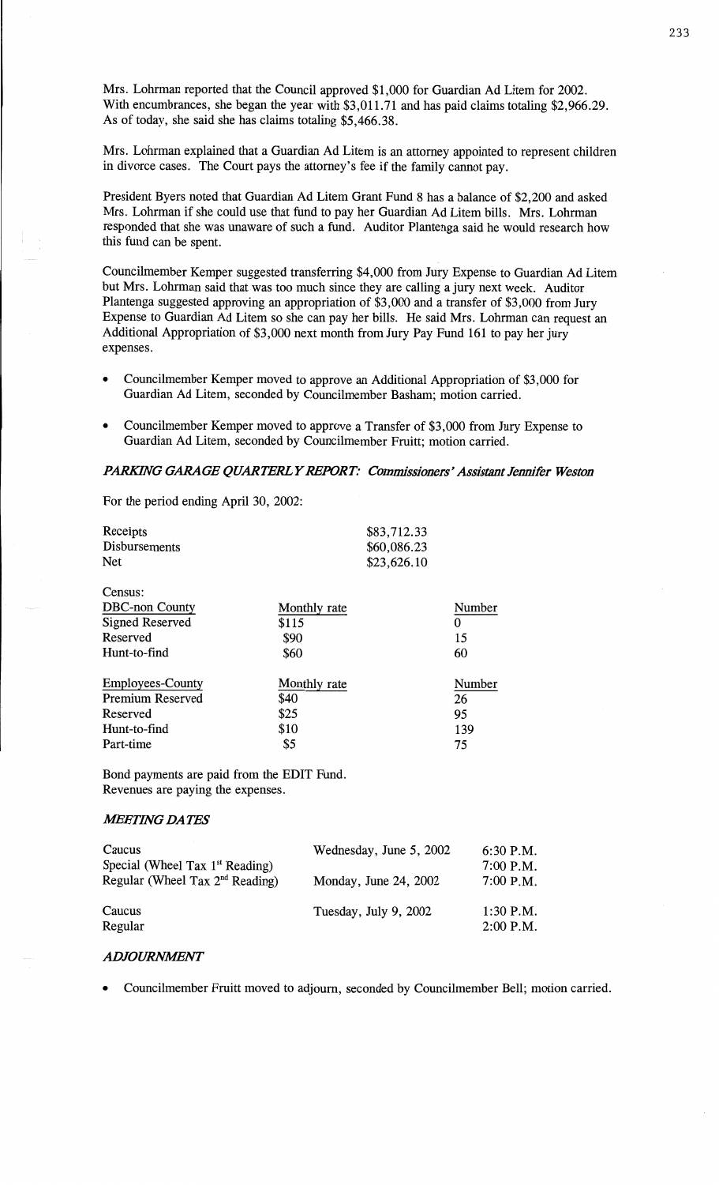Mrs. Lohrman reported that the Council approved $1,000 for Guardian Ad Litem for 2002. With encumbrances, she began the year with $3,011.71 and has paid claims totaling $2,966.29. As of today, she said she has claims totaling $5,466.38.

Mrs. Lohrman explained that a Guardian Ad Litem is an attorney appointed to represent children in divorce cases. The Court pays the attorney's fee if the family cannot pay.

President Byers noted that Guardian Ad Litem Grant Fund 8 has a balance of $2,200 and asked Mrs. Lohrman if she could use that fund to pay her Guardian Ad Litem bills. Mrs. Lohrman responded that she was unaware of such a fund. Auditor Plantenga said he would research how this fund can be spent.

Councilmember Kemper suggested transferring $4,000 from Jury Expense to Guardian Ad Litem but Mrs. Lohrman said that was too much since they are calling a jury next week. Auditor Plantenga suggested approving an appropriation of $3,000 and a transfer of $3,000 from Jury Expense to Guardian Ad Litem so she can pay her bills. He said Mrs. Lohrman can request an Additional Appropriation of $3,000 next month from Jury Pay Fund 161 to pay her jury expenses.

- Councilmember Kemper moved to approve an Additional Appropriation of $3,000 for Guardian Ad Litem, seconded by Councilmember Basham; motion carried.
- Councilmember Kemper moved to approve a Transfer of $3,000 from Jury Expense to Guardian Ad Litem, seconded by Councilmember Fruitt; motion carried.

### *PARKING GARAGE QUARTERLY REPORT: Commissioners' Assistant Jennifer Weston*

For the period ending April 30, 2002:

| | |
|---|---|
| Receipts | $83,712.33 |
| Disbursements | $60,086.23 |
| Net | $23,626.10 |

Census:

| DBC-non County | Monthly rate | Number |
|---|---|---|
| Signed Reserved | $115 | 0 |
| Reserved | $90 | 15 |
| Hunt-to-find | $60 | 60 |

| Employees-County | Monthly rate | Number |
|---|---|---|
| Premium Reserved | $40 | 26 |
| Reserved | $25 | 95 |
| Hunt-to-find | $10 | 139 |
| Part-time | $5 | 75 |

Bond payments are paid from the EDIT Fund.
Revenues are paying the expenses.

### *MEETING DATES*

| | | |
|---|---|---|
| Caucus | Wednesday, June 5, 2002 | 6:30 P.M. |
| Special (Wheel Tax 1st Reading) | | 7:00 P.M. |
| Regular (Wheel Tax 2nd Reading) | Monday, June 24, 2002 | 7:00 P.M. |
| Caucus | Tuesday, July 9, 2002 | 1:30 P.M. |
| Regular | | 2:00 P.M. |

### *ADJOURNMENT*

- Councilmember Fruitt moved to adjourn, seconded by Councilmember Bell; motion carried.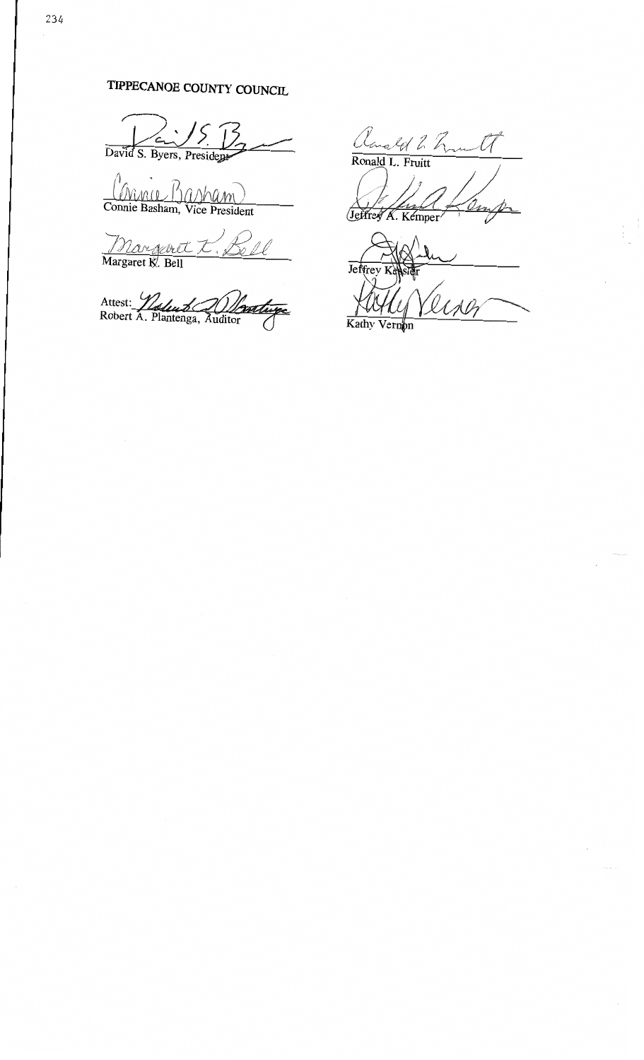**TIPPECANOE COUNTY COUNCIL**

David S. Byers, President

Connie Basham, Vice President

Margaret K. Bell

Attest: Robert A. Plantenga, Auditor

Ronald L. Fruitt

Jeffrey A. Kemper

Jeffrey Kessler

Kathy Vernon